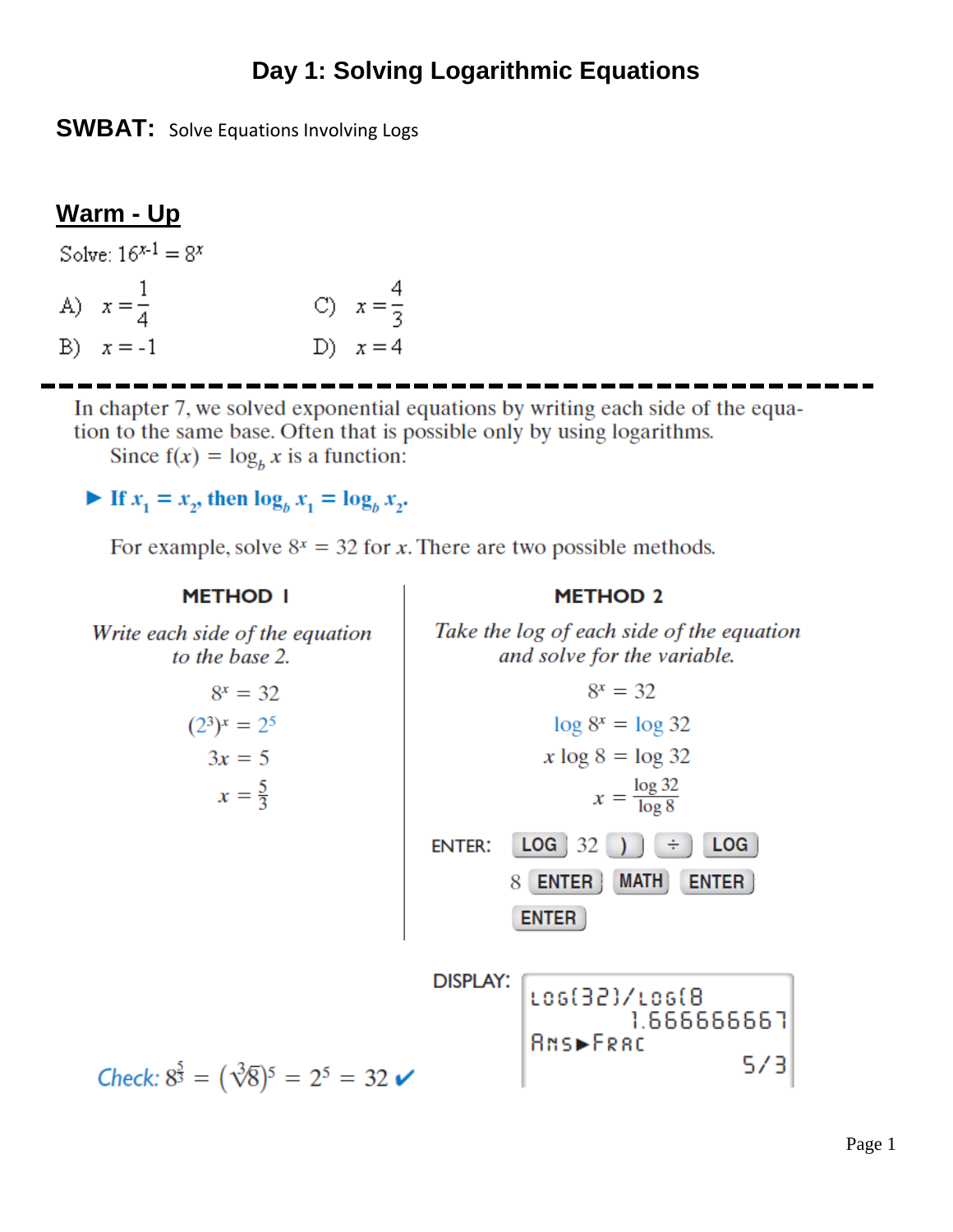# Day 1: Solving Logarithmic Equations

**SWBAT:** Solve Equations Involving Logs

## Warm - Up

Solve: $16^{x-1} = 8^x$

A) $x = \frac{1}{4}$

B) $x = -1$

C) $x = \frac{4}{3}$

D) $x = 4$

---

In chapter 7, we solved exponential equations by writing each side of the equation to the same base. Often that is possible only by using logarithms.

Since $f(x) = \log_b x$ is a function:

► **If $x_1 = x_2$, then $\log_b x_1 = \log_b x_2$.**

For example, solve $8^x = 32$ for $x$. There are two possible methods.

### METHOD 1

*Write each side of the equation to the base 2.*

$$8^x = 32$$

$$(2^3)^x = 2^5$$

$$3x = 5$$

$$x = \frac{5}{3}$$

*Check:* $8^{\frac{5}{3}} = \left(\sqrt[3]{8}\right)^5 = 2^5 = 32$ ✓

### METHOD 2

*Take the log of each side of the equation and solve for the variable.*

$$8^x = 32$$

$$\log 8^x = \log 32$$

$$x \log 8 = \log 32$$

$$x = \frac{\log 32}{\log 8}$$

ENTER: LOG 32 ) ÷ LOG 8 ENTER MATH ENTER ENTER

DISPLAY:

```
LOG(32)/LOG(8
        1.666666667
Ans▶Frac
                5/3
```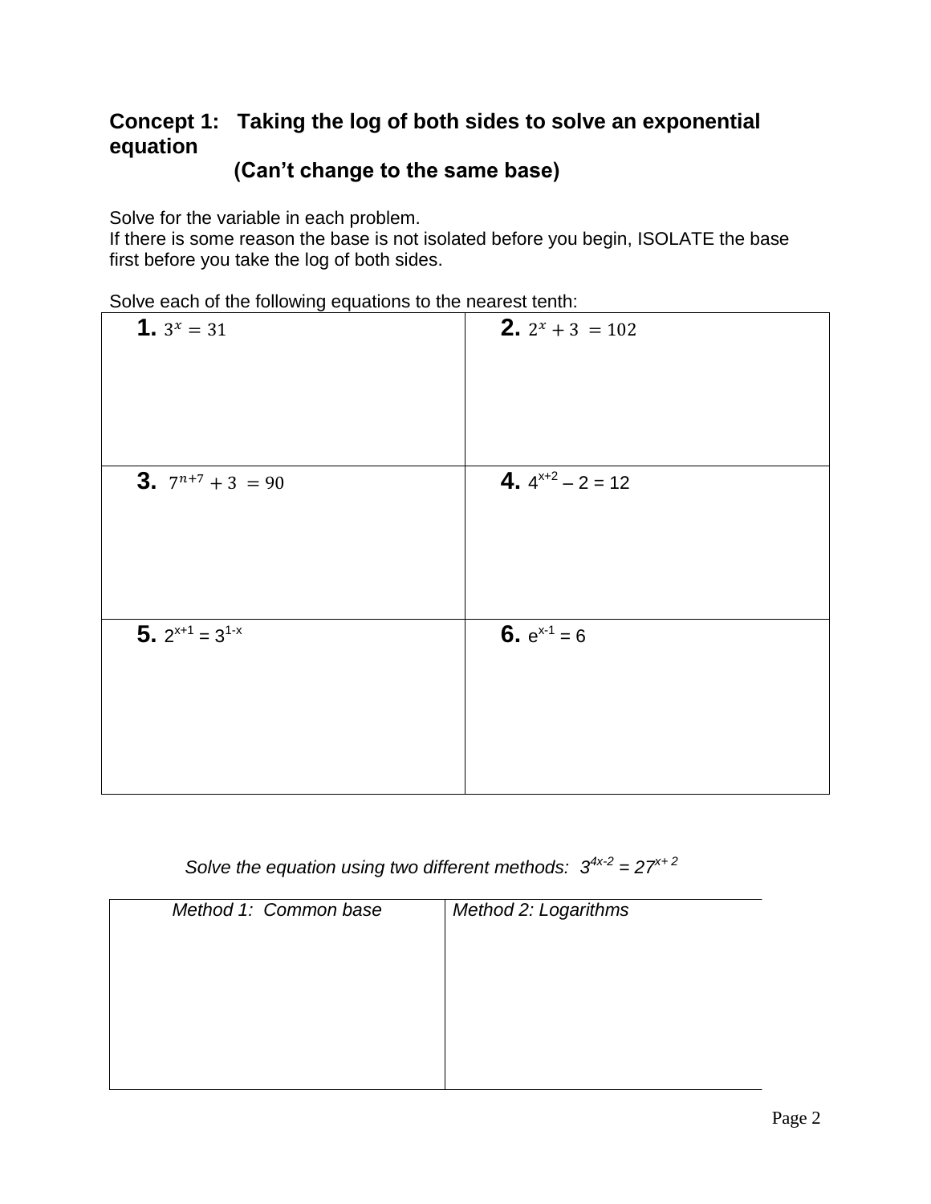## Concept 1: Taking the log of both sides to solve an exponential equation
### (Can't change to the same base)

Solve for the variable in each problem.
If there is some reason the base is not isolated before you begin, ISOLATE the base first before you take the log of both sides.

Solve each of the following equations to the nearest tenth:

| | |
|---|---|
| **1.** $3^x = 31$ | **2.** $2^x + 3 = 102$ |
| **3.** $7^{n+7} + 3 = 90$ | **4.** $4^{x+2} - 2 = 12$ |
| **5.** $2^{x+1} = 3^{1-x}$ | **6.** $e^{x-1} = 6$ |

*Solve the equation using two different methods:* $3^{4x-2} = 27^{x+2}$

| *Method 1: Common base* | *Method 2: Logarithms* |
|---|---|
| | |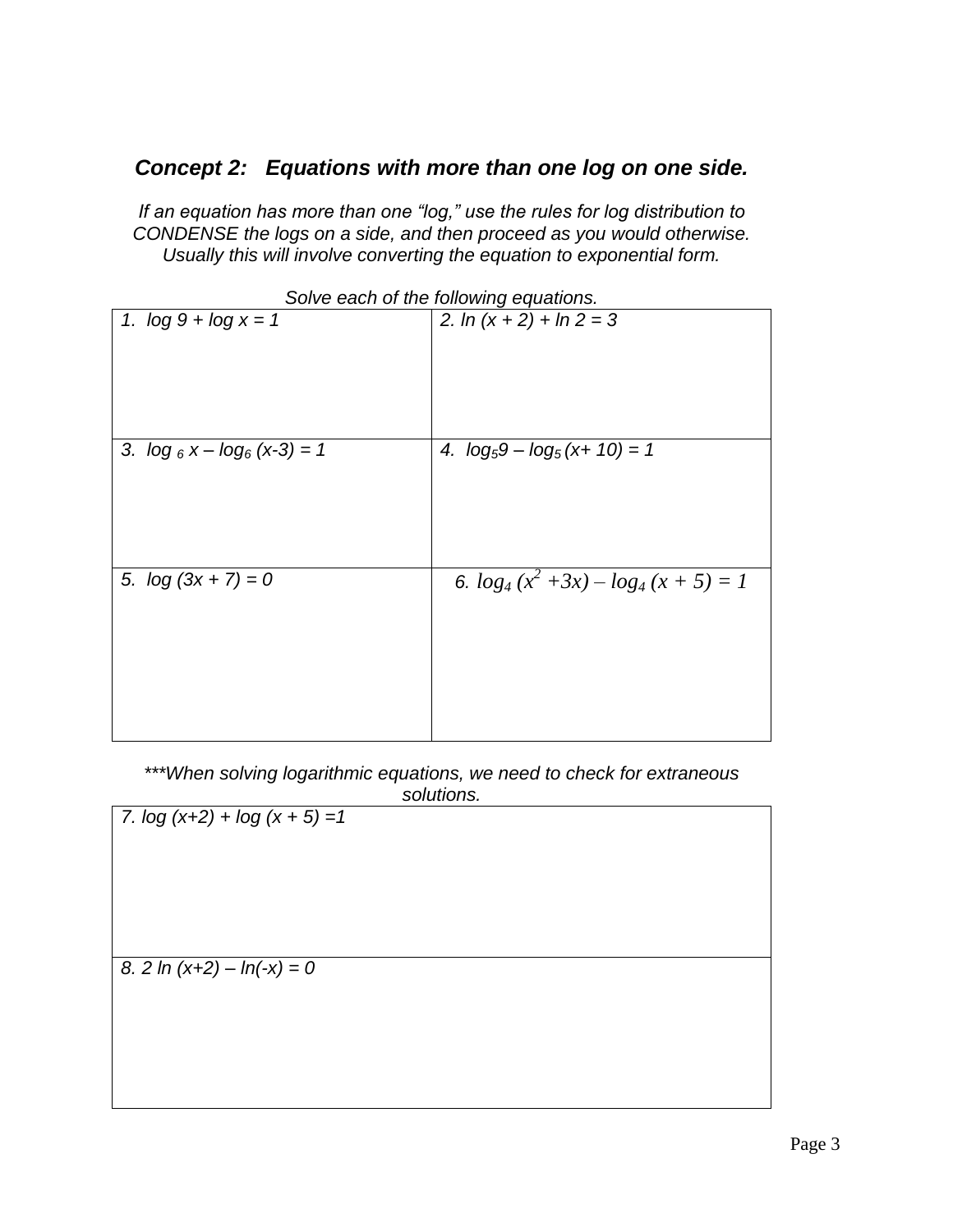### *Concept 2: Equations with more than one log on one side.*

*If an equation has more than one "log," use the rules for log distribution to CONDENSE the logs on a side, and then proceed as you would otherwise. Usually this will involve converting the equation to exponential form.*

*Solve each of the following equations.*

| | |
|---|---|
| 1. $\log 9 + \log x = 1$ | 2. $\ln (x + 2) + \ln 2 = 3$ |
| 3. $\log_6 x - \log_6 (x-3) = 1$ | 4. $\log_5 9 - \log_5 (x+10) = 1$ |
| 5. $\log (3x + 7) = 0$ | 6. $\log_4 (x^2 + 3x) - \log_4 (x + 5) = 1$ |

*\*\*\*When solving logarithmic equations, we need to check for extraneous solutions.*

| |
|---|
| 7. $\log (x+2) + \log (x + 5) = 1$ |
| 8. $2 \ln (x+2) - \ln(-x) = 0$ |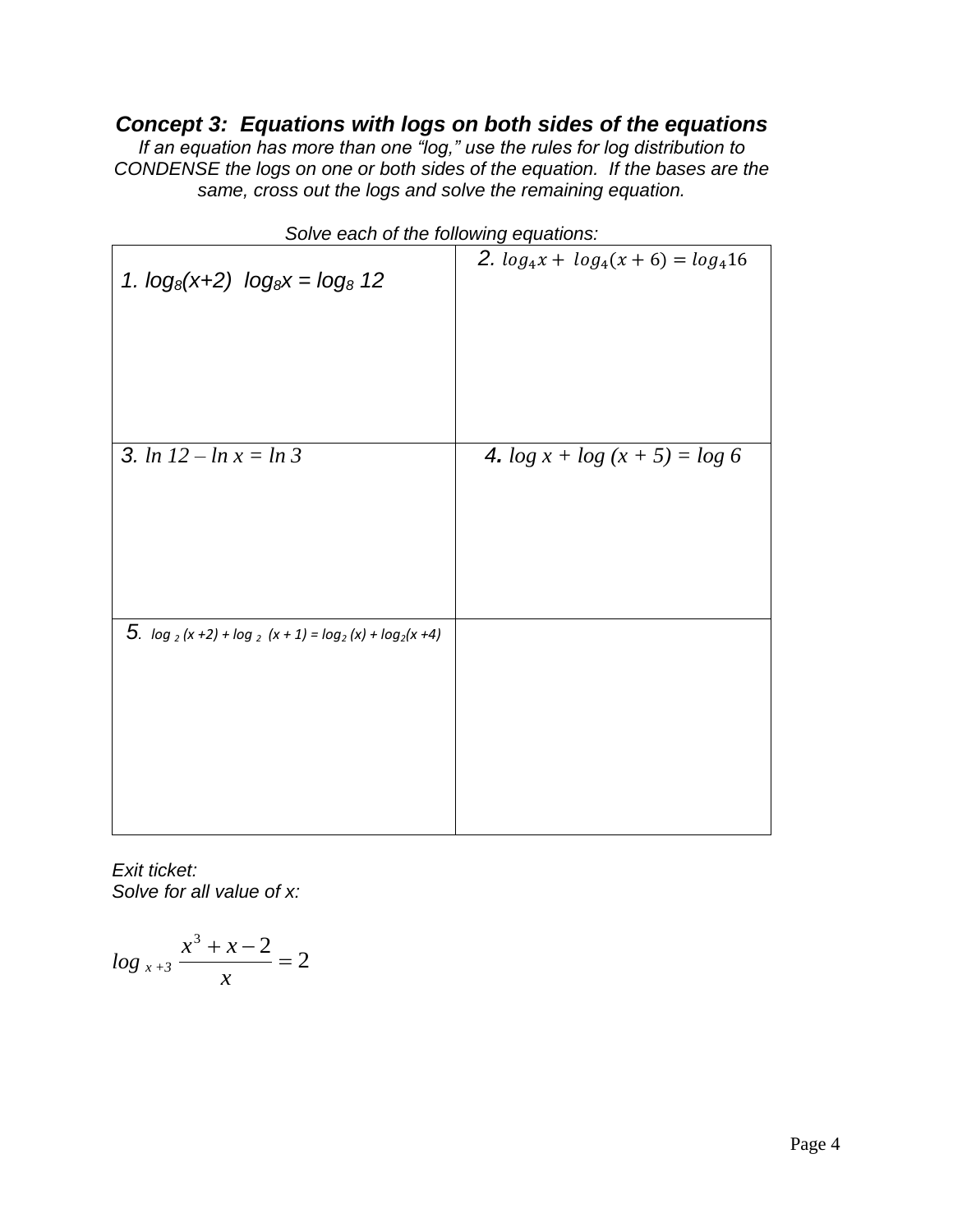### *Concept 3: Equations with logs on both sides of the equations*

*If an equation has more than one "log," use the rules for log distribution to CONDENSE the logs on one or both sides of the equation. If the bases are the same, cross out the logs and solve the remaining equation.*

*Solve each of the following equations:*

| | |
|---|---|
| 1. $\log_8(x+2)\ \ \log_8 x = \log_8 12$ | 2. $\log_4 x + \log_4(x+6) = \log_4 16$ |
| 3. $\ln 12 - \ln x = \ln 3$ | 4. $\log x + \log(x+5) = \log 6$ |
| 5. $\log_2(x+2) + \log_2(x+1) = \log_2(x) + \log_2(x+4)$ | |

*Exit ticket:*
*Solve for all value of x:*

$$\log_{x+3} \frac{x^3 + x - 2}{x} = 2$$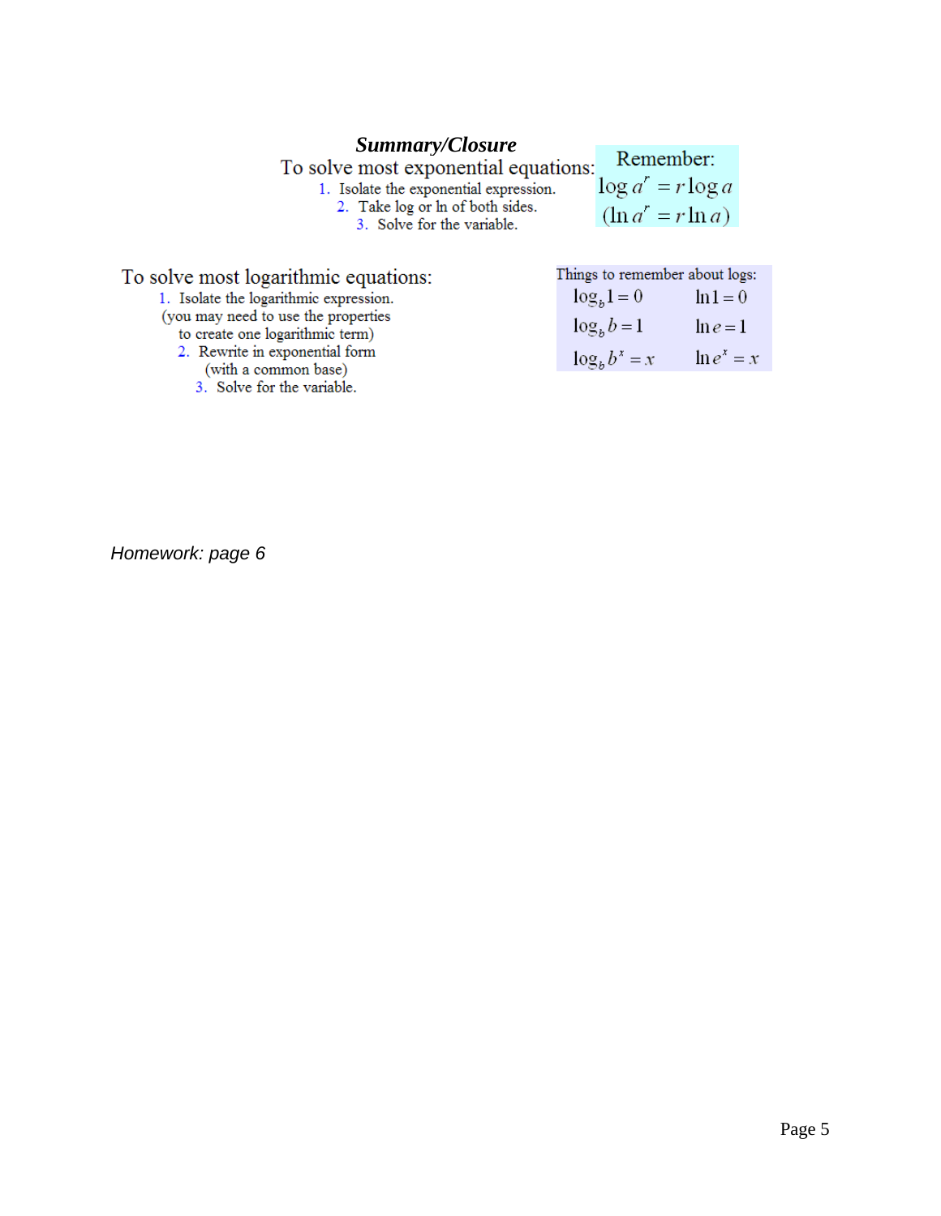## *Summary/Closure*

To solve most exponential equations:

1. Isolate the exponential expression.
2. Take log or ln of both sides.
3. Solve for the variable.

Remember:
$\log a^r = r \log a$
$(\ln a^r = r \ln a)$

To solve most logarithmic equations:

1. Isolate the logarithmic expression.
   (you may need to use the properties to create one logarithmic term)
2. Rewrite in exponential form (with a common base)
3. Solve for the variable.

Things to remember about logs:

| | |
|---|---|
| $\log_b 1 = 0$ | $\ln 1 = 0$ |
| $\log_b b = 1$ | $\ln e = 1$ |
| $\log_b b^x = x$ | $\ln e^x = x$ |

*Homework: page 6*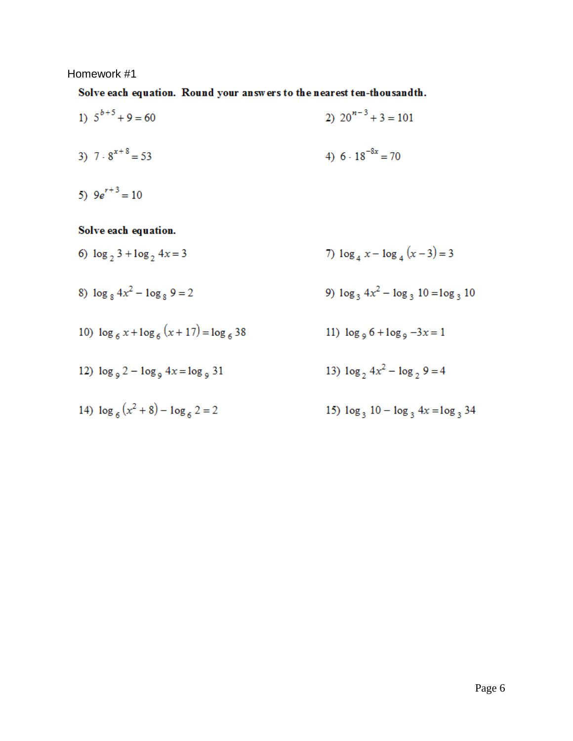Homework #1

**Solve each equation. Round your answers to the nearest ten-thousandth.**

1) $5^{b+5} + 9 = 60$

2) $20^{n-3} + 3 = 101$

3) $7 \cdot 8^{x+8} = 53$

4) $6 \cdot 18^{-8x} = 70$

5) $9e^{r+3} = 10$

**Solve each equation.**

6) $\log_2 3 + \log_2 4x = 3$

7) $\log_4 x - \log_4 (x-3) = 3$

8) $\log_8 4x^2 - \log_8 9 = 2$

9) $\log_3 4x^2 - \log_3 10 = \log_3 10$

10) $\log_6 x + \log_6 (x+17) = \log_6 38$

11) $\log_9 6 + \log_9 -3x = 1$

12) $\log_9 2 - \log_9 4x = \log_9 31$

13) $\log_2 4x^2 - \log_2 9 = 4$

14) $\log_6 (x^2 + 8) - \log_6 2 = 2$

15) $\log_3 10 - \log_3 4x = \log_3 34$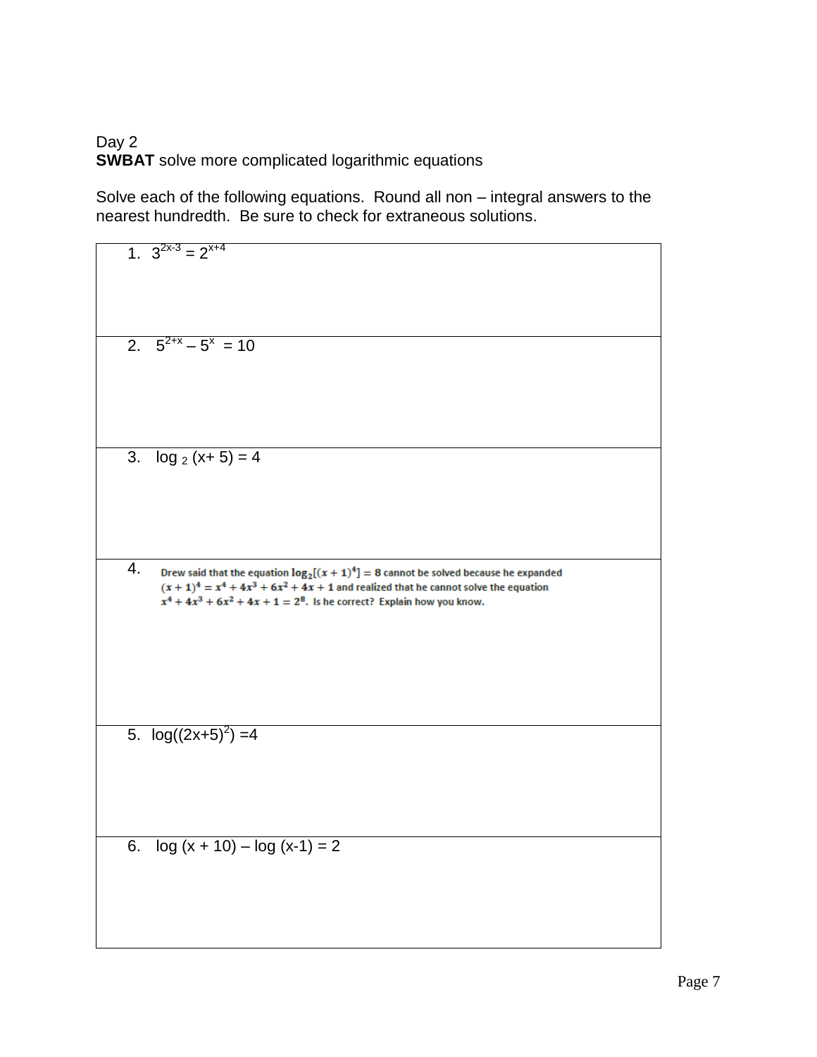Day 2
**SWBAT** solve more complicated logarithmic equations

Solve each of the following equations. Round all non – integral answers to the nearest hundredth. Be sure to check for extraneous solutions.

1. $3^{2x-3} = 2^{x+4}$

2. $5^{2+x} - 5^x = 10$

3. $\log_2 (x+5) = 4$

4. Drew said that the equation $\log_2[(x+1)^4] = 8$ cannot be solved because he expanded $(x+1)^4 = x^4 + 4x^3 + 6x^2 + 4x + 1$ and realized that he cannot solve the equation $x^4 + 4x^3 + 6x^2 + 4x + 1 = 2^8$. Is he correct? Explain how you know.

5. $\log((2x+5)^2) = 4$

6. $\log(x+10) - \log(x-1) = 2$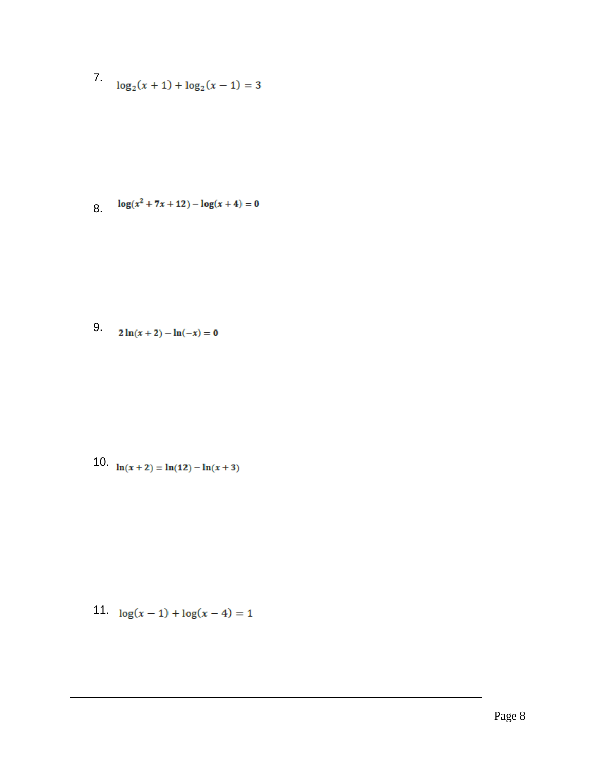7. $\log_2(x+1) + \log_2(x-1) = 3$

8. $\log(x^2 + 7x + 12) - \log(x+4) = 0$

9. $2\ln(x+2) - \ln(-x) = 0$

10. $\ln(x+2) = \ln(12) - \ln(x+3)$

11. $\log(x-1) + \log(x-4) = 1$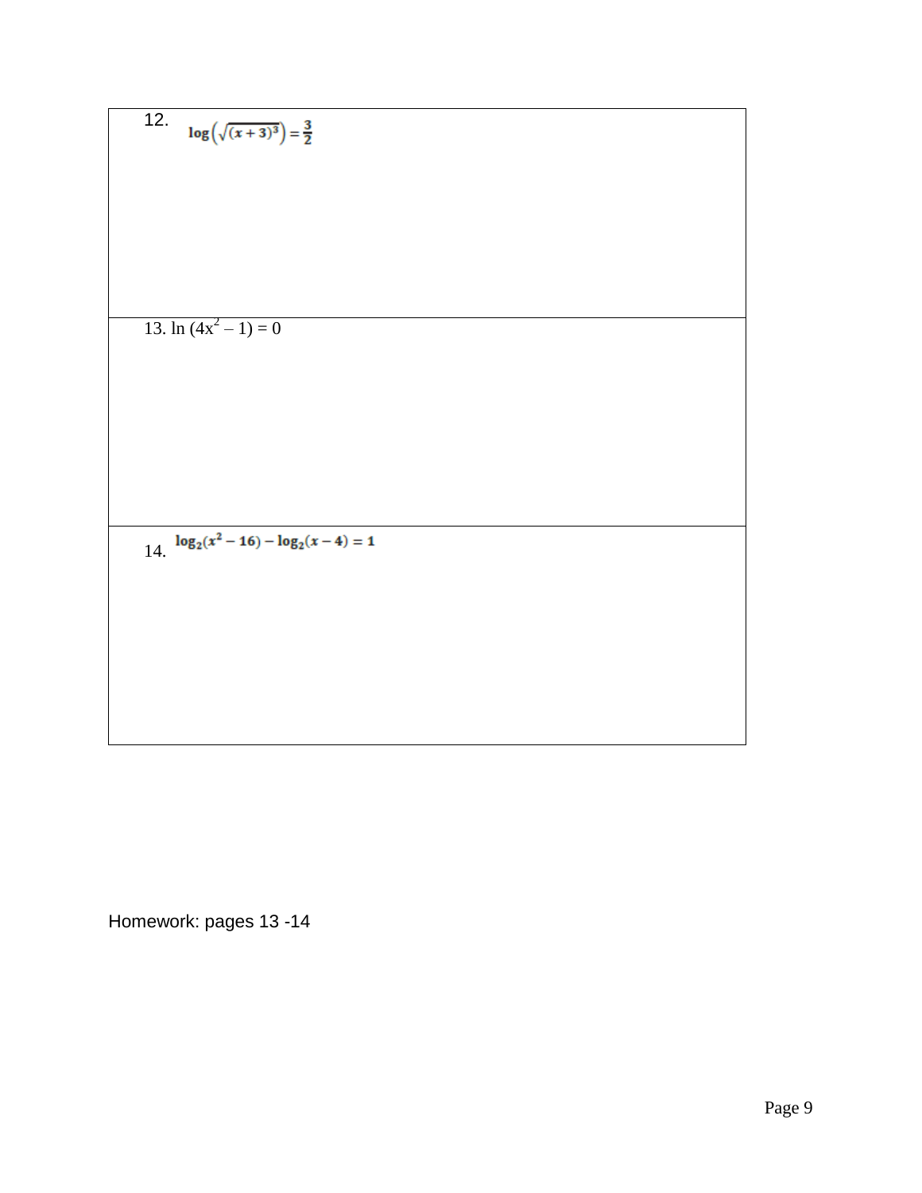| |
|---|
| 12. $\log\left(\sqrt{(x+3)^3}\right) = \frac{3}{2}$ |
| 13. $\ln(4x^2 - 1) = 0$ |
| 14. $\log_2(x^2 - 16) - \log_2(x - 4) = 1$ |

Homework: pages 13 -14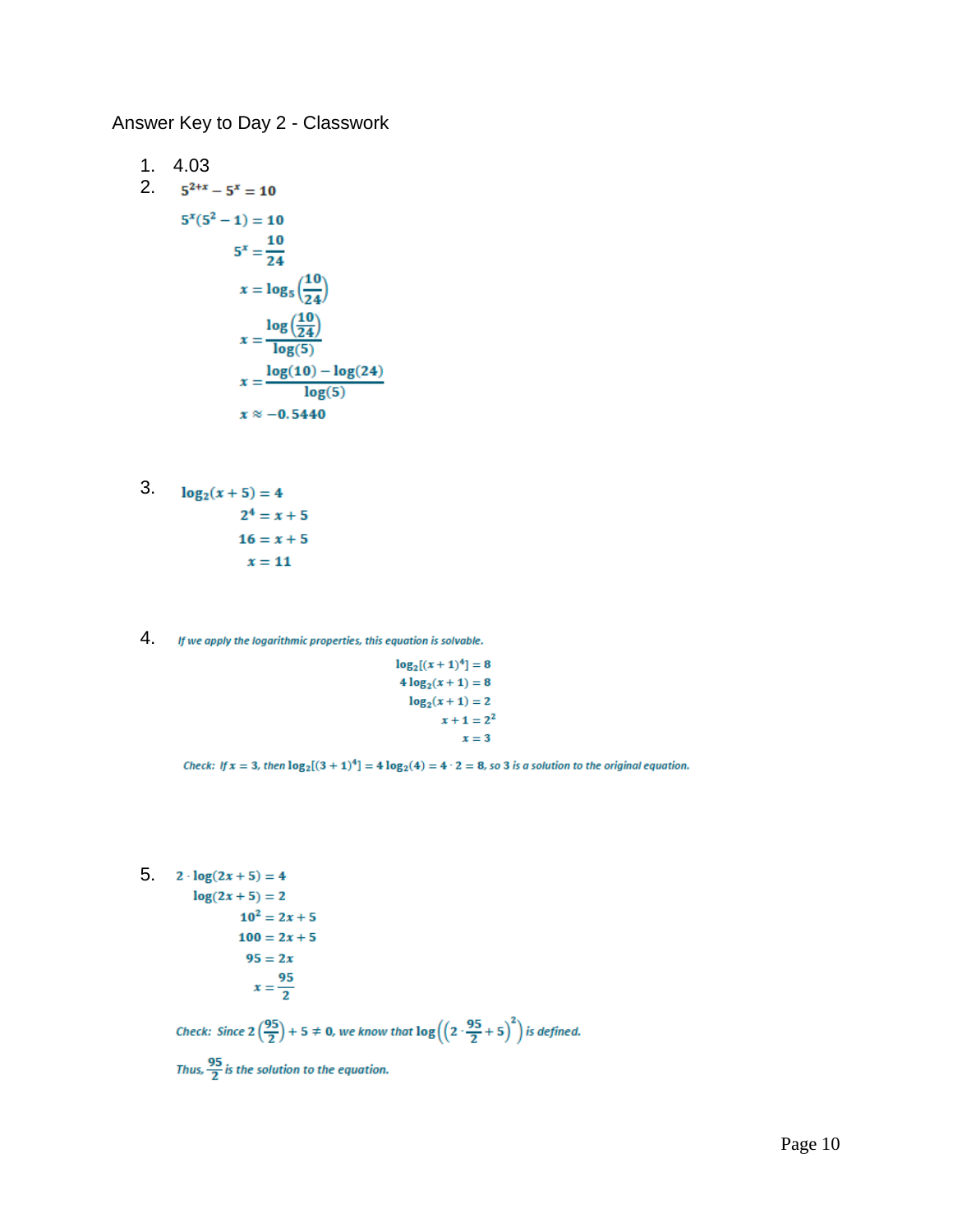Answer Key to Day 2 - Classwork

1. 4.03
2. 
$$5^{2+x} - 5^x = 10$$
$$5^x(5^2 - 1) = 10$$
$$5^x = \frac{10}{24}$$
$$x = \log_5\left(\frac{10}{24}\right)$$
$$x = \frac{\log\left(\frac{10}{24}\right)}{\log(5)}$$
$$x = \frac{\log(10) - \log(24)}{\log(5)}$$
$$x \approx -0.5440$$

3. 
$$\log_2(x+5) = 4$$
$$2^4 = x + 5$$
$$16 = x + 5$$
$$x = 11$$

4. *If we apply the logarithmic properties, this equation is solvable.*
$$\log_2[(x+1)^4] = 8$$
$$4\log_2(x+1) = 8$$
$$\log_2(x+1) = 2$$
$$x + 1 = 2^2$$
$$x = 3$$

*Check: If $x = 3$, then $\log_2[(3+1)^4] = 4\log_2(4) = 4 \cdot 2 = 8$, so 3 is a solution to the original equation.*

5. 
$$2 \cdot \log(2x+5) = 4$$
$$\log(2x+5) = 2$$
$$10^2 = 2x + 5$$
$$100 = 2x + 5$$
$$95 = 2x$$
$$x = \frac{95}{2}$$

*Check: Since $2\left(\frac{95}{2}\right) + 5 \neq 0$, we know that $\log\left(\left(2 \cdot \frac{95}{2} + 5\right)^2\right)$ is defined.*

*Thus, $\frac{95}{2}$ is the solution to the equation.*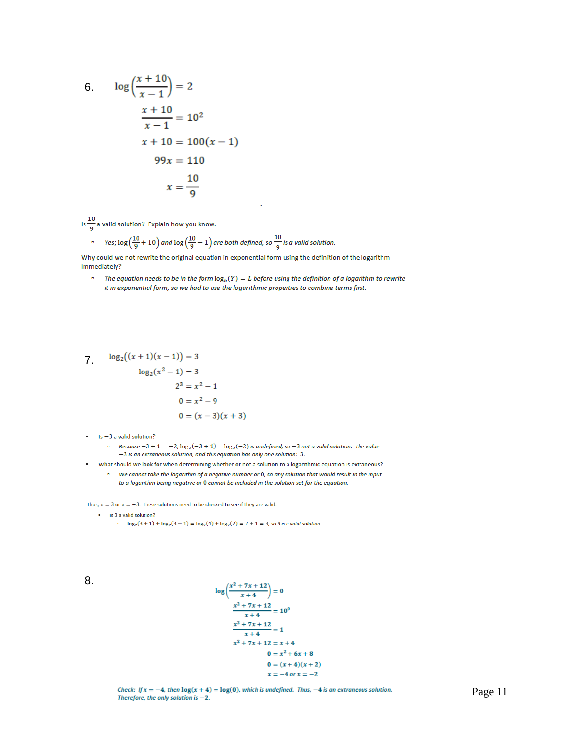6. $\log\left(\frac{x+10}{x-1}\right) = 2$

$$\frac{x+10}{x-1} = 10^2$$

$$x + 10 = 100(x-1)$$

$$99x = 110$$

$$x = \frac{10}{9}$$

Is $\frac{10}{9}$ a valid solution? Explain how you know.

- *Yes;* $\log\left(\frac{10}{9} + 10\right)$ *and* $\log\left(\frac{10}{9} - 1\right)$ *are both defined, so* $\frac{10}{9}$ *is a valid solution.*

Why could we not rewrite the original equation in exponential form using the definition of the logarithm immediately?

- *The equation needs to be in the form* $\log_b(Y) = L$ *before using the definition of a logarithm to rewrite it in exponential form, so we had to use the logarithmic properties to combine terms first.*

7. $\log_2((x+1)(x-1)) = 3$

$$\log_2(x^2 - 1) = 3$$

$$2^3 = x^2 - 1$$

$$0 = x^2 - 9$$

$$0 = (x-3)(x+3)$$

- Is $-3$ a valid solution?
  - *Because* $-3 + 1 = -2$, $\log_2(-3+1) = \log_2(-2)$ *is undefined, so* $-3$ *not a valid solution. The value* $-3$ *is an extraneous solution, and this equation has only one solution:* $3$.
- What should we look for when determining whether or not a solution to a logarithmic equation is extraneous?
  - *We cannot take the logarithm of a negative number or* $0$*, so any solution that would result in the input to a logarithm being negative or* $0$ *cannot be included in the solution set for the equation.*

Thus, $x = 3$ or $x = -3$. These solutions need to be checked to see if they are valid.

- Is 3 a valid solution?
  - $\log_2(3+1) + \log_2(3-1) = \log_2(4) + \log_2(2) = 2 + 1 = 3$*, so 3 is a valid solution.*

8.

$$\log\left(\frac{x^2+7x+12}{x+4}\right) = 0$$

$$\frac{x^2+7x+12}{x+4} = 10^0$$

$$\frac{x^2+7x+12}{x+4} = 1$$

$$x^2 + 7x + 12 = x + 4$$

$$0 = x^2 + 6x + 8$$

$$0 = (x+4)(x+2)$$

$$x = -4 \text{ or } x = -2$$

*Check: If* $x = -4$*, then* $\log(x+4) = \log(0)$*, which is undefined. Thus,* $-4$ *is an extraneous solution. Therefore, the only solution is* $-2$*.*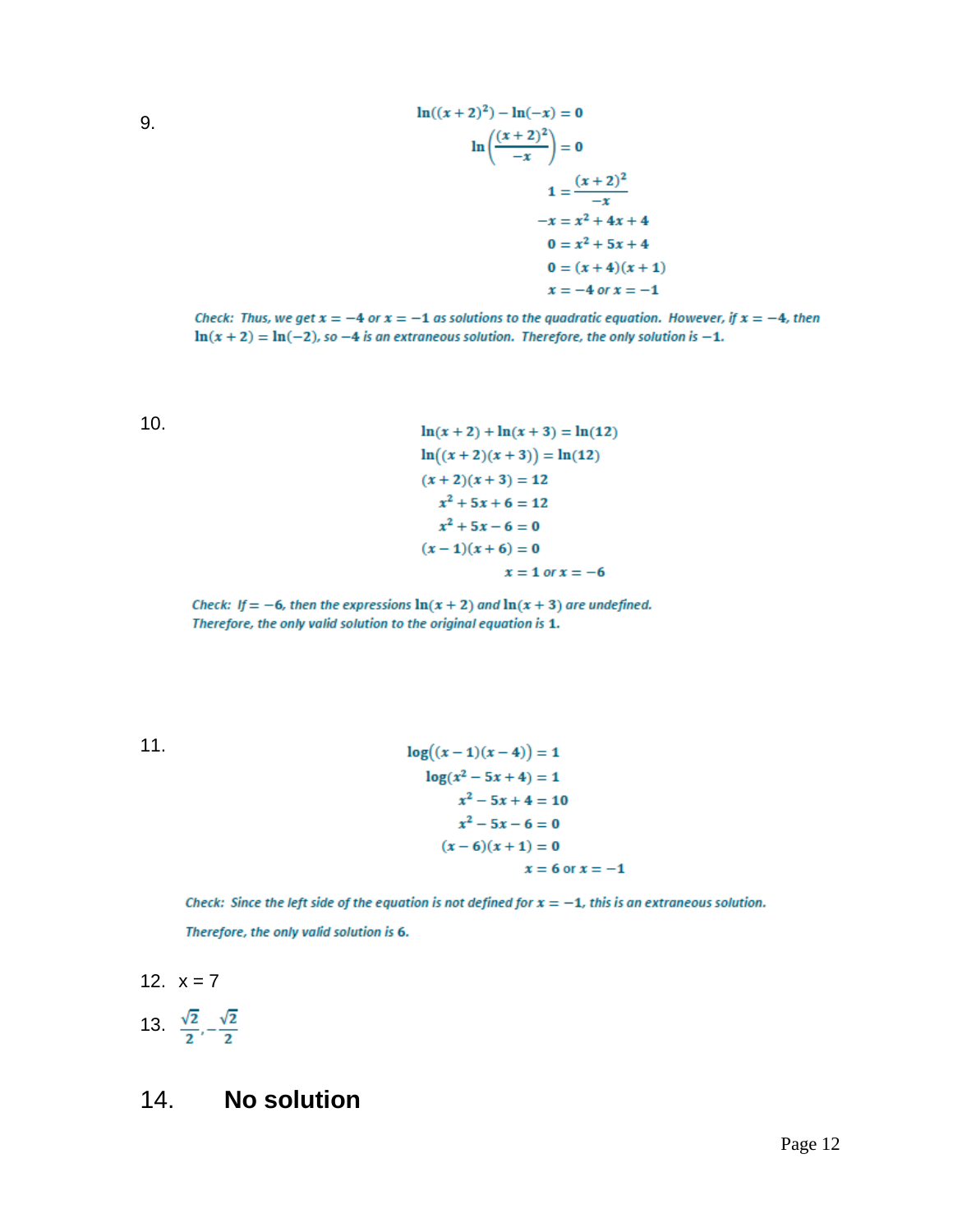9.

$$\ln((x+2)^2) - \ln(-x) = 0$$

$$\ln\left(\frac{(x+2)^2}{-x}\right) = 0$$

$$1 = \frac{(x+2)^2}{-x}$$

$$-x = x^2 + 4x + 4$$

$$0 = x^2 + 5x + 4$$

$$0 = (x+4)(x+1)$$

$$x = -4 \text{ or } x = -1$$

*Check: Thus, we get $x = -4$ or $x = -1$ as solutions to the quadratic equation. However, if $x = -4$, then $\ln(x+2) = \ln(-2)$, so $-4$ is an extraneous solution. Therefore, the only solution is $-1$.*

10.

$$\ln(x+2) + \ln(x+3) = \ln(12)$$

$$\ln((x+2)(x+3)) = \ln(12)$$

$$(x+2)(x+3) = 12$$

$$x^2 + 5x + 6 = 12$$

$$x^2 + 5x - 6 = 0$$

$$(x-1)(x+6) = 0$$

$$x = 1 \text{ or } x = -6$$

*Check: If $= -6$, then the expressions $\ln(x+2)$ and $\ln(x+3)$ are undefined. Therefore, the only valid solution to the original equation is $1$.*

11.

$$\log((x-1)(x-4)) = 1$$

$$\log(x^2 - 5x + 4) = 1$$

$$x^2 - 5x + 4 = 10$$

$$x^2 - 5x - 6 = 0$$

$$(x-6)(x+1) = 0$$

$$x = 6 \text{ or } x = -1$$

*Check: Since the left side of the equation is not defined for $x = -1$, this is an extraneous solution.*

*Therefore, the only valid solution is 6.*

12. $x = 7$

13. $\frac{\sqrt{2}}{2}, -\frac{\sqrt{2}}{2}$

14. **No solution**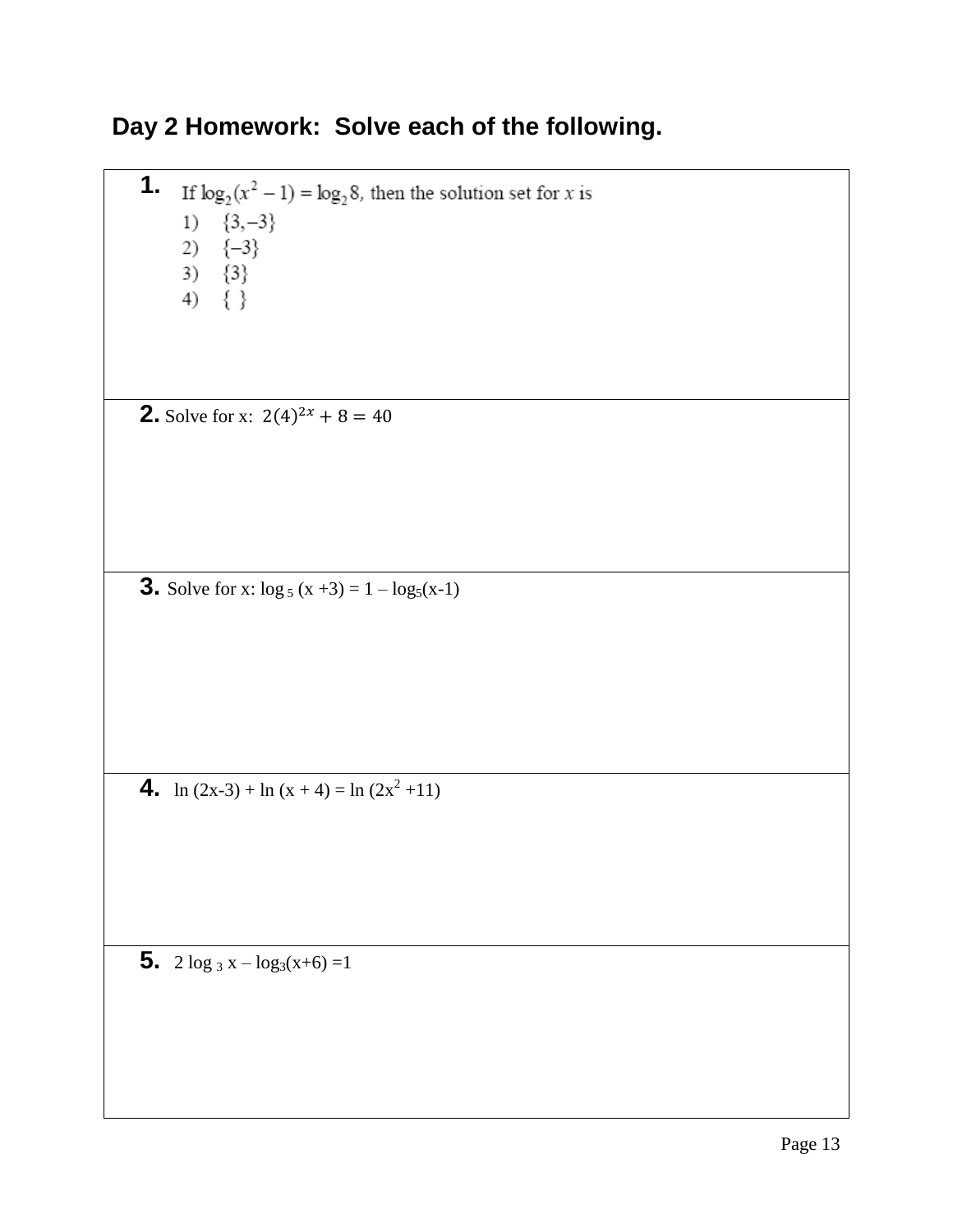## Day 2 Homework: Solve each of the following.

**1.** If $\log_2(x^2 - 1) = \log_2 8$, then the solution set for $x$ is

1) $\{3, -3\}$
2) $\{-3\}$
3) $\{3\}$
4) $\{\ \}$

**2.** Solve for x: $2(4)^{2x} + 8 = 40$

**3.** Solve for x: $\log_5 (x + 3) = 1 - \log_5(x - 1)$

**4.** $\ln (2x - 3) + \ln (x + 4) = \ln (2x^2 + 11)$

**5.** $2 \log_3 x - \log_3(x + 6) = 1$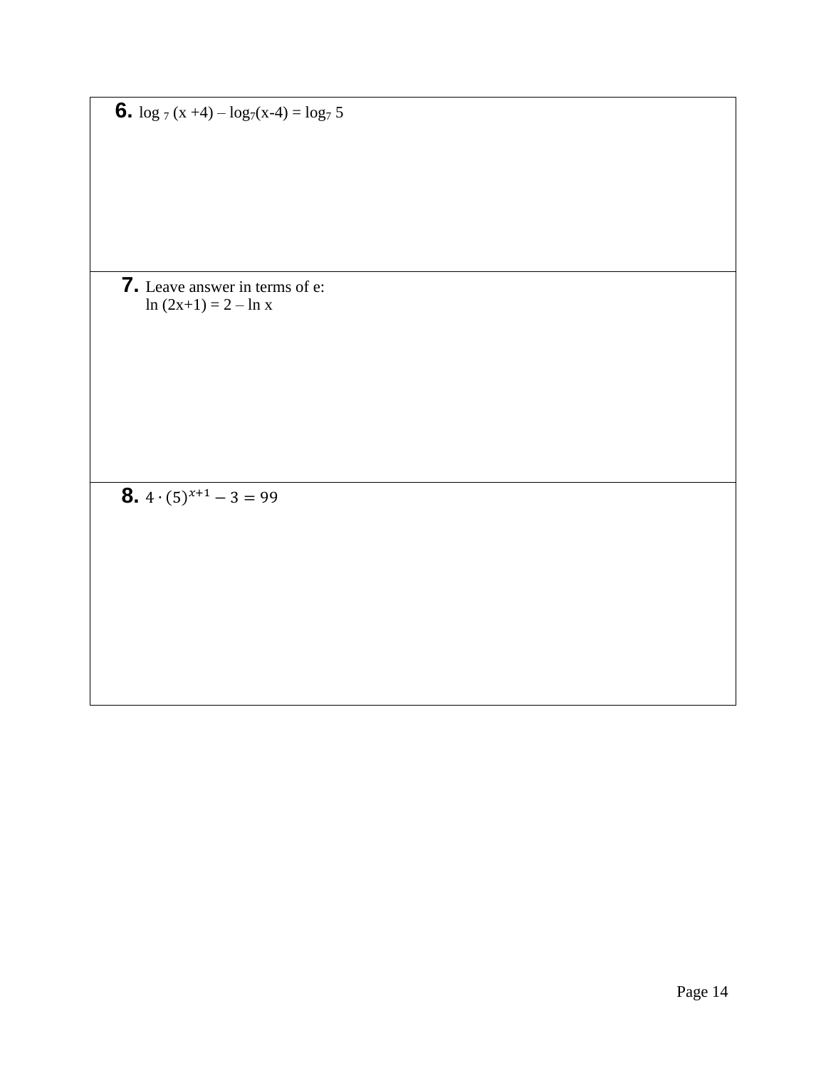**6.** $\log_7 (x+4) - \log_7(x-4) = \log_7 5$

**7.** Leave answer in terms of e:
$\ln(2x+1) = 2 - \ln x$

**8.** $4 \cdot (5)^{x+1} - 3 = 99$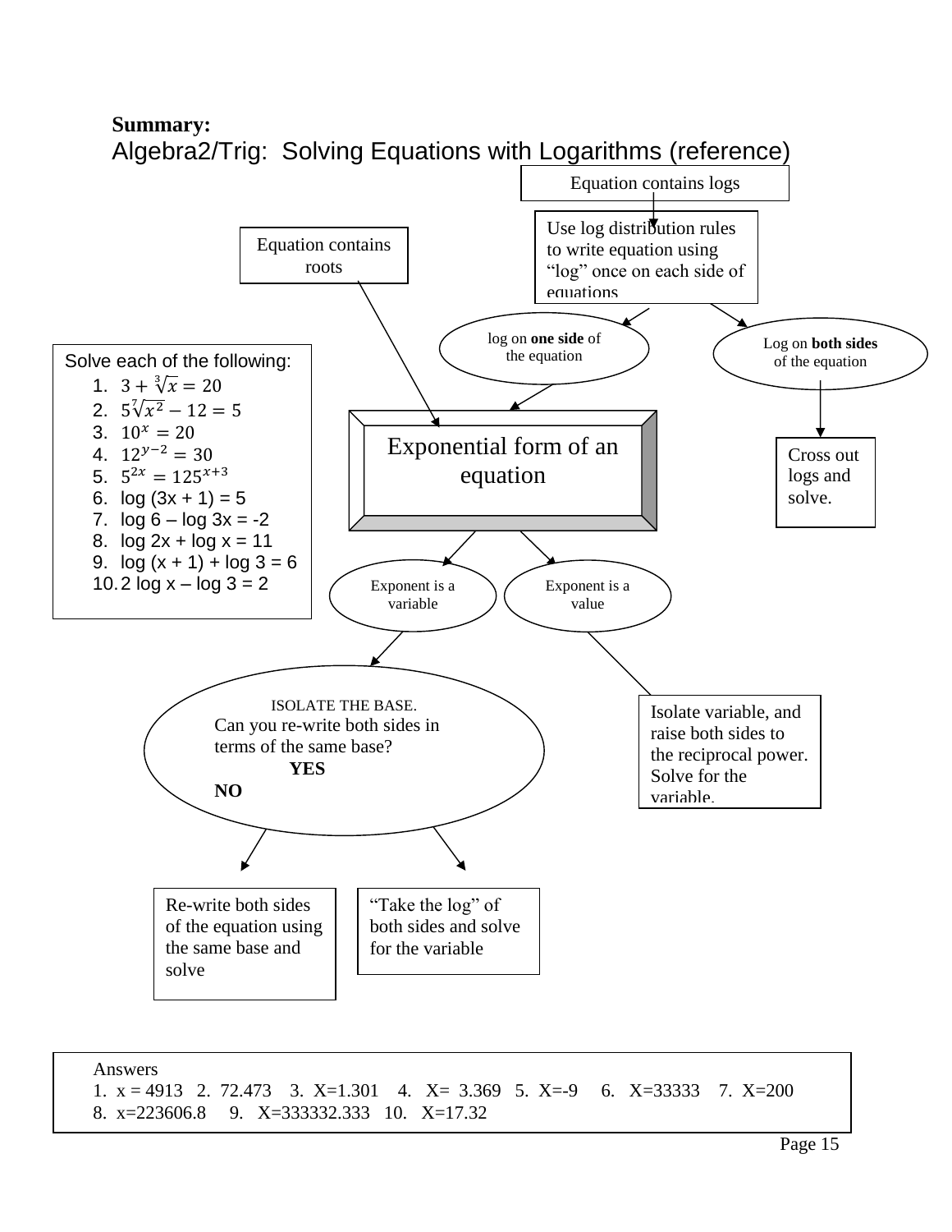**Summary:**

## Algebra2/Trig: Solving Equations with Logarithms (reference)

Equation contains logs

Use log distribution rules to write equation using "log" once on each side of equations

Equation contains roots

log on **one side** of the equation

Log on **both sides** of the equation

Cross out logs and solve.

Exponential form of an equation

Exponent is a variable

Exponent is a value

ISOLATE THE BASE.
Can you re-write both sides in terms of the same base?
**YES** **NO**

Isolate variable, and raise both sides to the reciprocal power. Solve for the variable.

Re-write both sides of the equation using the same base and solve

"Take the log" of both sides and solve for the variable

Solve each of the following:

1. $3 + \sqrt[3]{x} = 20$
2. $5\sqrt[7]{x^2} - 12 = 5$
3. $10^x = 20$
4. $12^{y-2} = 30$
5. $5^{2x} = 125^{x+3}$
6. log (3x + 1) = 5
7. log 6 – log 3x = -2
8. log 2x + log x = 11
9. log (x + 1) + log 3 = 6
10. 2 log x – log 3 = 2

Answers
1. x = 4913 2. 72.473 3. X=1.301 4. X= 3.369 5. X=-9 6. X=33333 7. X=200
8. x=223606.8 9. X=333332.333 10. X=17.32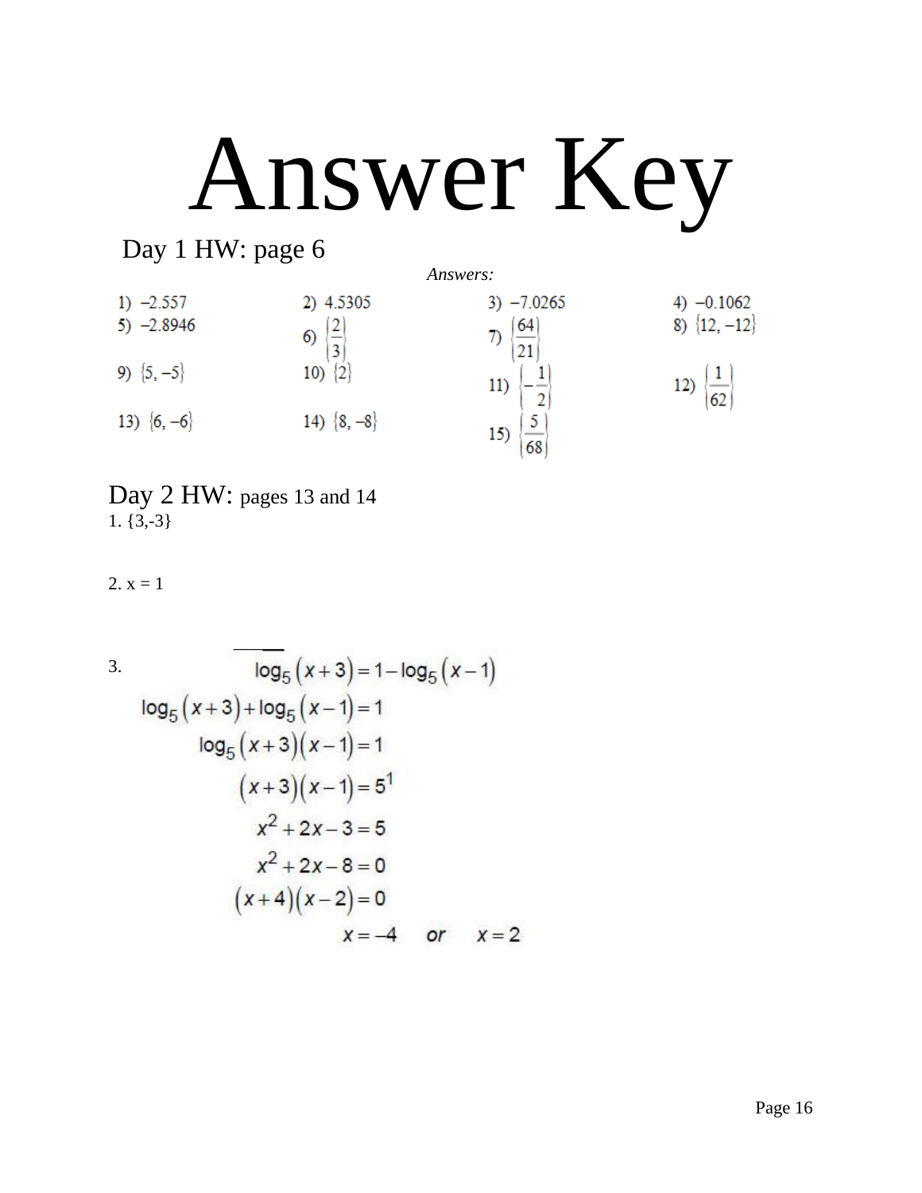# Answer Key

## Day 1 HW: page 6

*Answers:*

1) $-2.557$
2) $4.5305$
3) $-7.0265$
4) $-0.1062$
5) $-2.8946$
6) $\left\{\frac{2}{3}\right\}$
7) $\left\{\frac{64}{21}\right\}$
8) $\{12, -12\}$
9) $\{5, -5\}$
10) $\{2\}$
11) $\left\{-\frac{1}{2}\right\}$
12) $\left\{\frac{1}{62}\right\}$
13) $\{6, -6\}$
14) $\{8, -8\}$
15) $\left\{\frac{5}{68}\right\}$

## Day 2 HW: pages 13 and 14

1. {3,-3}

2. x = 1

3.

$$\log_5(x+3) = 1 - \log_5(x-1)$$
$$\log_5(x+3) + \log_5(x-1) = 1$$
$$\log_5(x+3)(x-1) = 1$$
$$(x+3)(x-1) = 5^1$$
$$x^2 + 2x - 3 = 5$$
$$x^2 + 2x - 8 = 0$$
$$(x+4)(x-2) = 0$$
$$x = -4 \quad or \quad x = 2$$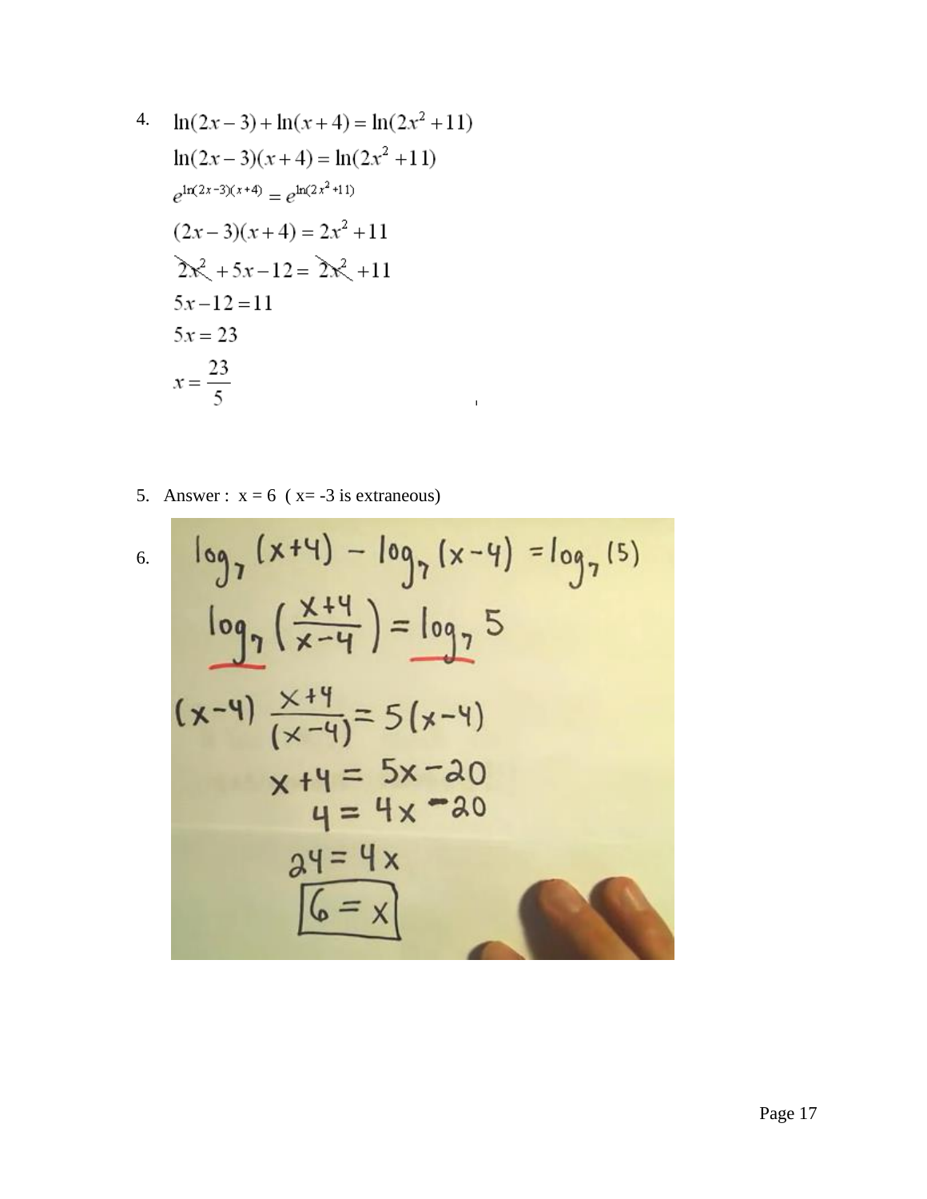4. $$\ln(2x-3)+\ln(x+4)=\ln(2x^2+11)$$

$$\ln(2x-3)(x+4)=\ln(2x^2+11)$$

$$e^{\ln(2x-3)(x+4)}=e^{\ln(2x^2+11)}$$

$$(2x-3)(x+4)=2x^2+11$$

$$\cancel{2x^2}+5x-12=\cancel{2x^2}+11$$

$$5x-12=11$$

$$5x=23$$

$$x=\frac{23}{5}$$

5. Answer : x = 6 ( x= -3 is extraneous)

6. $$\log_7(x+4)-\log_7(x-4)=\log_7(5)$$

$$\log_7\left(\frac{x+4}{x-4}\right)=\log_7 5$$

$$(x-4)\frac{x+4}{(x-4)}=5(x-4)$$

$$x+4=5x-20$$

$$4=4x-20$$

$$24=4x$$

$$\boxed{6=x}$$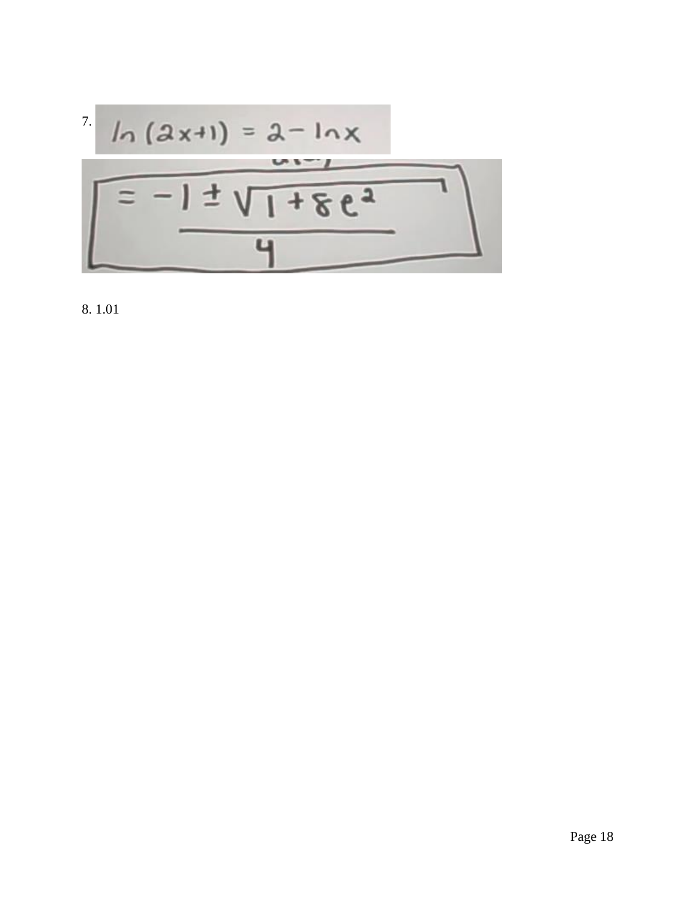7. $\ln(2x+1) = 2 - \ln x$

$$= \frac{-1 \pm \sqrt{1+8e^2}}{4}$$

8. 1.01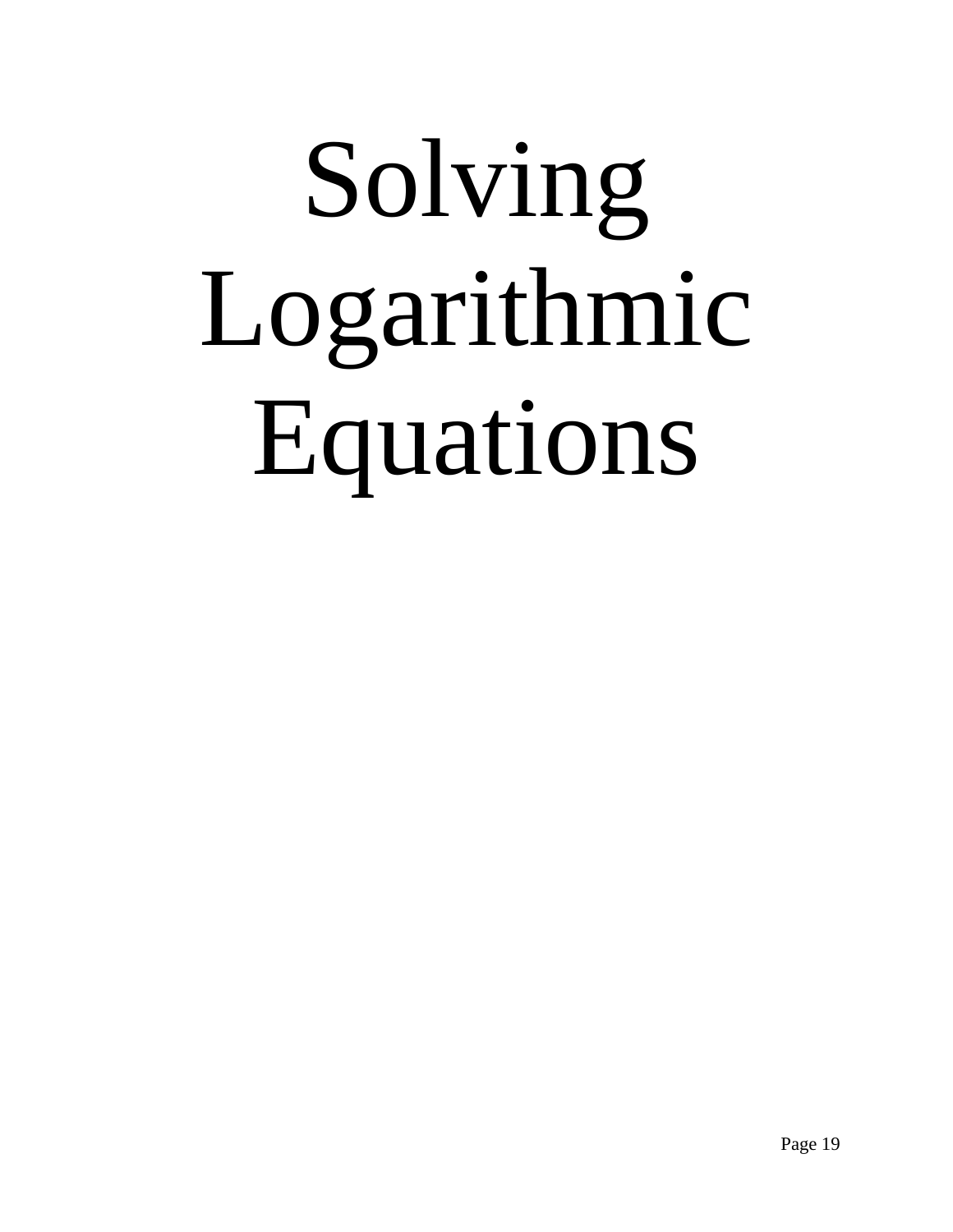# Solving Logarithmic Equations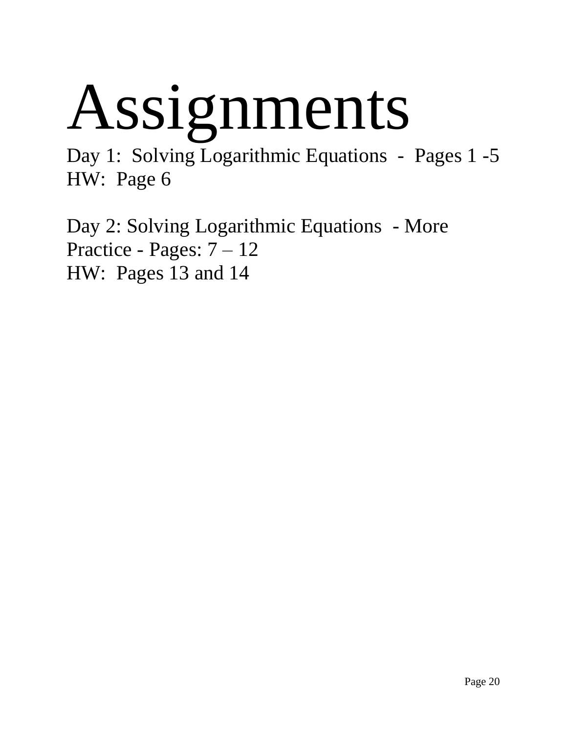# Assignments

Day 1: Solving Logarithmic Equations - Pages 1 -5
HW: Page 6

Day 2: Solving Logarithmic Equations - More Practice - Pages: 7 – 12
HW: Pages 13 and 14